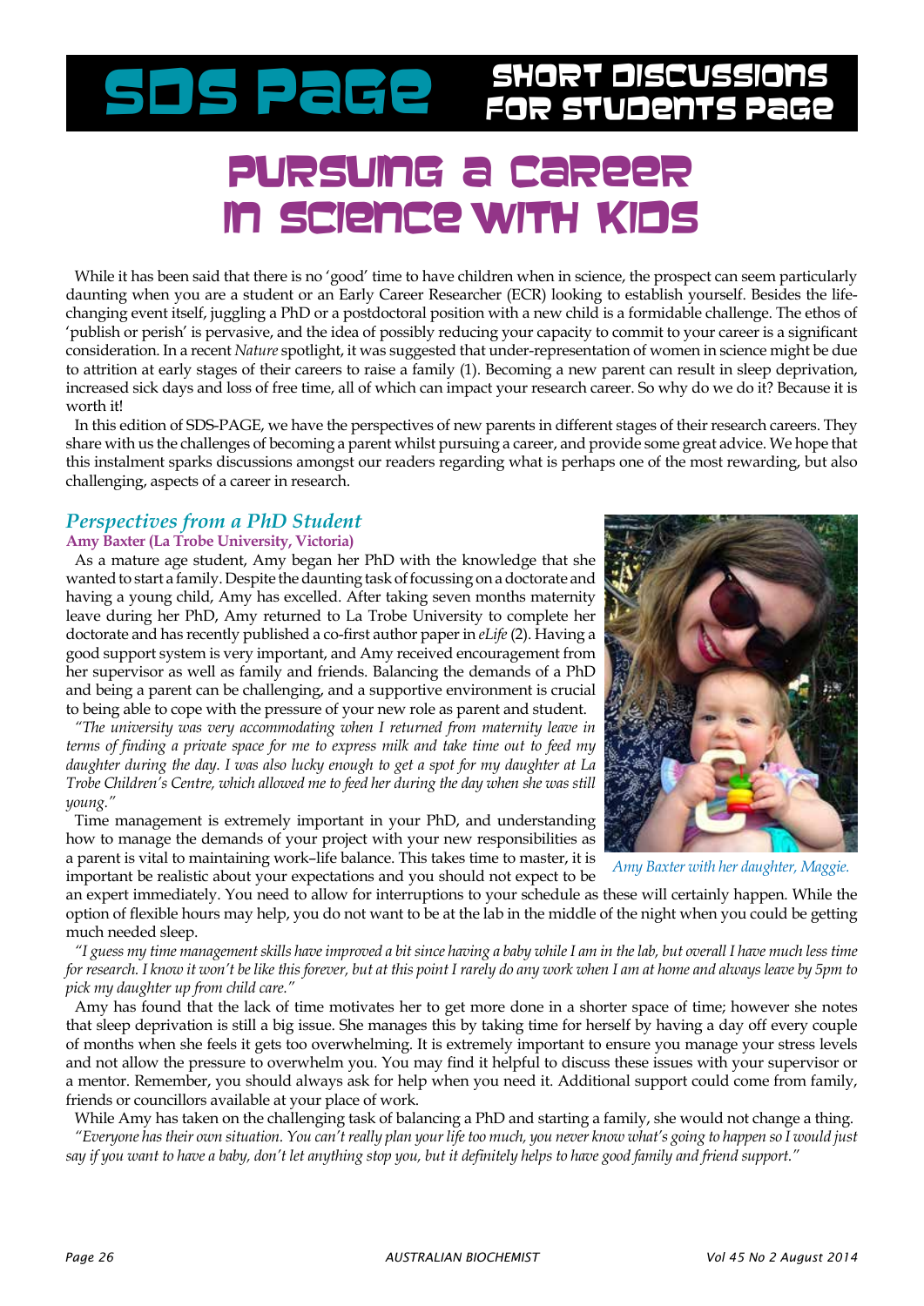# SDS PAGE — SHORT DISCUSSIONS FOR STUDENTS PAGE

# Pursuing a Career in Science with Kids

While it has been said that there is no 'good' time to have children when in science, the prospect can seem particularly daunting when you are a student or an Early Career Researcher (ECR) looking to establish yourself. Besides the life-changing event itself, juggling a PhD or a postdoctoral position with a new child is a formidable challenge. The ethos of 'publish or perish' is pervasive, and the idea of possibly reducing your capacity to commit to your career is a significant consideration. In a recent *Nature* spotlight, it was suggested that under-representation of women in science might be due to attrition at early stages of their careers to raise a family (1). Becoming a new parent can result in sleep deprivation, increased sick days and loss of free time, all of which can impact your research career. So why do we do it? Because it is worth it!

In this edition of SDS-PAGE, we have the perspectives of new parents in different stages of their research careers. They share with us the challenges of becoming a parent whilst pursuing a career, and provide some great advice. We hope that this instalment sparks discussions amongst our readers regarding what is perhaps one of the most rewarding, but also challenging, aspects of a career in research.

## *Perspectives from a PhD Student*

**Amy Baxter (La Trobe University, Victoria)**

As a mature age student, Amy began her PhD with the knowledge that she wanted to start a family. Despite the daunting task of focussing on a doctorate and having a young child, Amy has excelled. After taking seven months maternity leave during her PhD, Amy returned to La Trobe University to complete her doctorate and has recently published a co-first author paper in *eLife* (2). Having a good support system is very important, and Amy received encouragement from her supervisor as well as family and friends. Balancing the demands of a PhD and being a parent can be challenging, and a supportive environment is crucial to being able to cope with the pressure of your new role as parent and student.

*"The university was very accommodating when I returned from maternity leave in terms of finding a private space for me to express milk and take time out to feed my daughter during the day. I was also lucky enough to get a spot for my daughter at La Trobe Children's Centre, which allowed me to feed her during the day when she was still young."*

*Amy Baxter with her daughter, Maggie.*

Time management is extremely important in your PhD, and understanding how to manage the demands of your project with your new responsibilities as a parent is vital to maintaining work–life balance. This takes time to master, it is important be realistic about your expectations and you should not expect to be an expert immediately. You need to allow for interruptions to your schedule as these will certainly happen. While the option of flexible hours may help, you do not want to be at the lab in the middle of the night when you could be getting much needed sleep.

*"I guess my time management skills have improved a bit since having a baby while I am in the lab, but overall I have much less time for research. I know it won't be like this forever, but at this point I rarely do any work when I am at home and always leave by 5pm to pick my daughter up from child care."*

Amy has found that the lack of time motivates her to get more done in a shorter space of time; however she notes that sleep deprivation is still a big issue. She manages this by taking time for herself by having a day off every couple of months when she feels it gets too overwhelming. It is extremely important to ensure you manage your stress levels and not allow the pressure to overwhelm you. You may find it helpful to discuss these issues with your supervisor or a mentor. Remember, you should always ask for help when you need it. Additional support could come from family, friends or councillors available at your place of work.

While Amy has taken on the challenging task of balancing a PhD and starting a family, she would not change a thing.

*"Everyone has their own situation. You can't really plan your life too much, you never know what's going to happen so I would just say if you want to have a baby, don't let anything stop you, but it definitely helps to have good family and friend support."*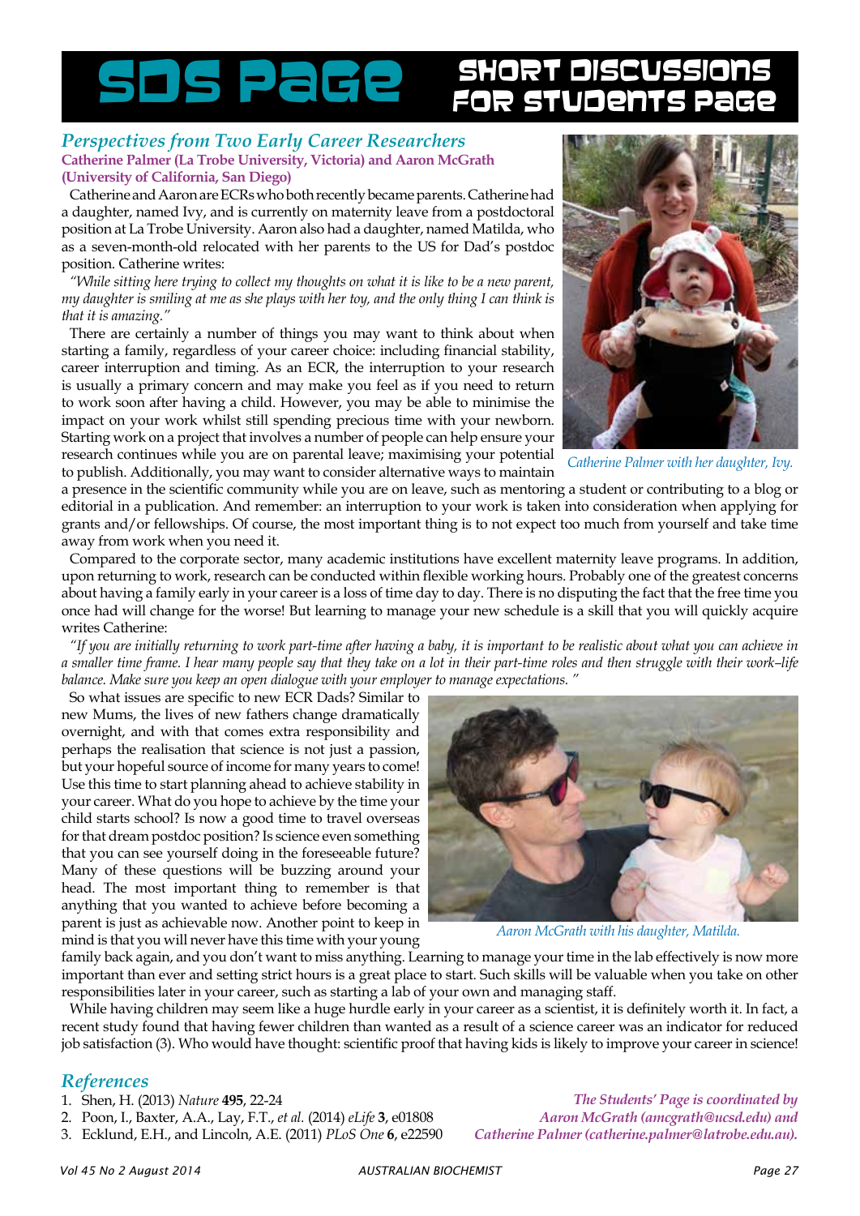# SDS Page — Short Discussions for Students Page

## Perspectives from Two Early Career Researchers

**Catherine Palmer (La Trobe University, Victoria) and Aaron McGrath (University of California, San Diego)**

Catherine and Aaron are ECRs who both recently became parents. Catherine had a daughter, named Ivy, and is currently on maternity leave from a postdoctoral position at La Trobe University. Aaron also had a daughter, named Matilda, who as a seven-month-old relocated with her parents to the US for Dad's postdoc position. Catherine writes:

*"While sitting here trying to collect my thoughts on what it is like to be a new parent, my daughter is smiling at me as she plays with her toy, and the only thing I can think is that it is amazing."*

There are certainly a number of things you may want to think about when starting a family, regardless of your career choice: including financial stability, career interruption and timing. As an ECR, the interruption to your research is usually a primary concern and may make you feel as if you need to return to work soon after having a child. However, you may be able to minimise the impact on your work whilst still spending precious time with your newborn. Starting work on a project that involves a number of people can help ensure your research continues while you are on parental leave; maximising your potential to publish. Additionally, you may want to consider alternative ways to maintain a presence in the scientific community while you are on leave, such as mentoring a student or contributing to a blog or editorial in a publication. And remember: an interruption to your work is taken into consideration when applying for grants and/or fellowships. Of course, the most important thing is to not expect too much from yourself and take time away from work when you need it.

Catherine Palmer with her daughter, Ivy.

Compared to the corporate sector, many academic institutions have excellent maternity leave programs. In addition, upon returning to work, research can be conducted within flexible working hours. Probably one of the greatest concerns about having a family early in your career is a loss of time day to day. There is no disputing the fact that the free time you once had will change for the worse! But learning to manage your new schedule is a skill that you will quickly acquire writes Catherine:

*"If you are initially returning to work part-time after having a baby, it is important to be realistic about what you can achieve in a smaller time frame. I hear many people say that they take on a lot in their part-time roles and then struggle with their work–life balance. Make sure you keep an open dialogue with your employer to manage expectations."*

So what issues are specific to new ECR Dads? Similar to new Mums, the lives of new fathers change dramatically overnight, and with that comes extra responsibility and perhaps the realisation that science is not just a passion, but your hopeful source of income for many years to come! Use this time to start planning ahead to achieve stability in your career. What do you hope to achieve by the time your child starts school? Is now a good time to travel overseas for that dream postdoc position? Is science even something that you can see yourself doing in the foreseeable future? Many of these questions will be buzzing around your head. The most important thing to remember is that anything that you wanted to achieve before becoming a parent is just as achievable now. Another point to keep in mind is that you will never have this time with your young family back again, and you don't want to miss anything. Learning to manage your time in the lab effectively is now more important than ever and setting strict hours is a great place to start. Such skills will be valuable when you take on other responsibilities later in your career, such as starting a lab of your own and managing staff.

Aaron McGrath with his daughter, Matilda.

While having children may seem like a huge hurdle early in your career as a scientist, it is definitely worth it. In fact, a recent study found that having fewer children than wanted as a result of a science career was an indicator for reduced job satisfaction (3). Who would have thought: scientific proof that having kids is likely to improve your career in science!

## References

1. Shen, H. (2013) *Nature* **495**, 22-24
2. Poon, I., Baxter, A.A., Lay, F.T., *et al.* (2014) *eLife* **3**, e01808
3. Ecklund, E.H., and Lincoln, A.E. (2011) *PLoS One* **6**, e22590

*The Students' Page is coordinated by Aaron McGrath (amcgrath@ucsd.edu) and Catherine Palmer (catherine.palmer@latrobe.edu.au).*